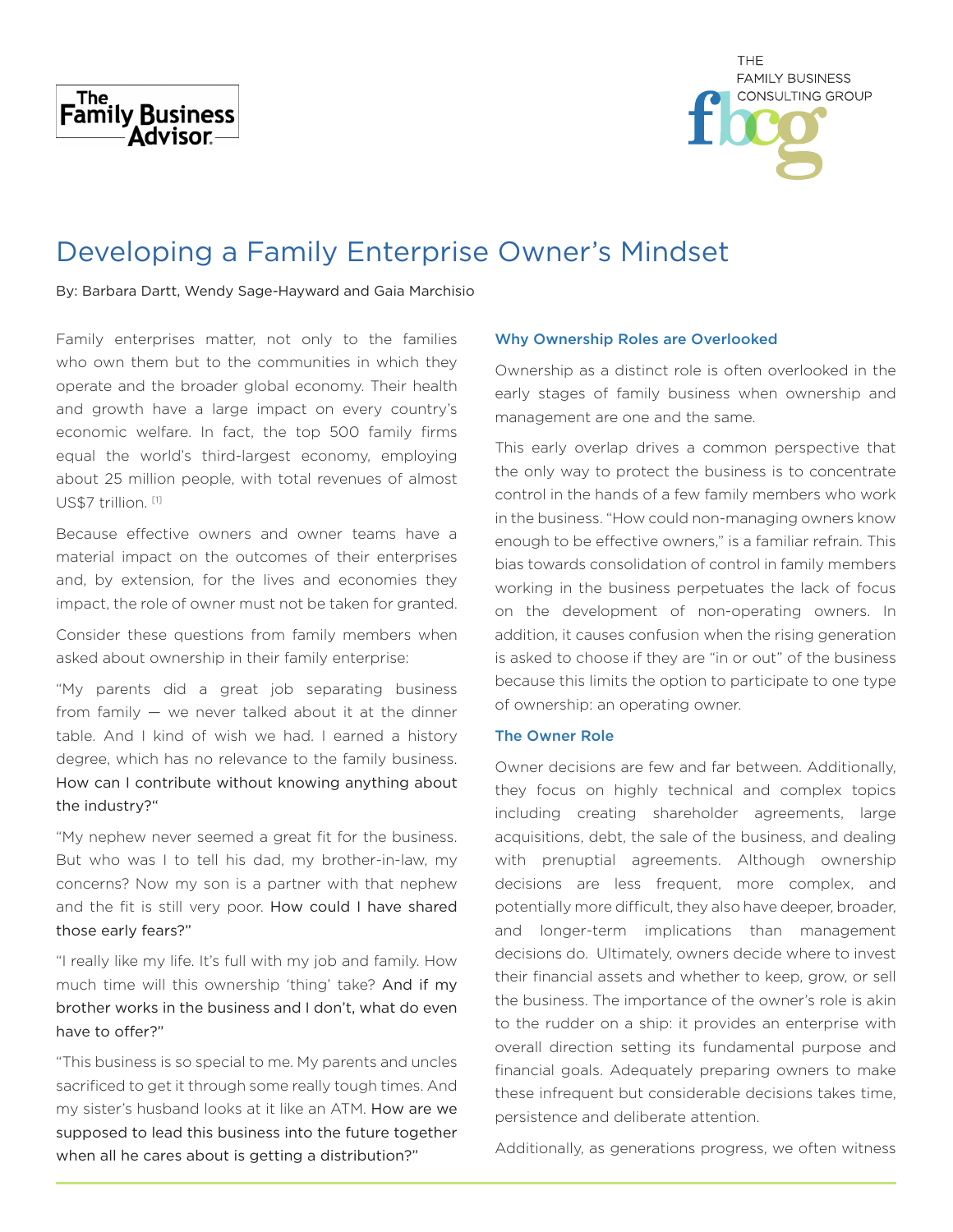# Developing a Family Enterprise Owner's Mindset

By: Barbara Dartt, Wendy Sage-Hayward and Gaia Marchisio

Family enterprises matter, not only to the families who own them but to the communities in which they operate and the broader global economy. Their health and growth have a large impact on every country's economic welfare. In fact, the top 500 family firms equal the world's third-largest economy, employing about 25 million people, with total revenues of almost US$7 trillion. [1]

Because effective owners and owner teams have a material impact on the outcomes of their enterprises and, by extension, for the lives and economies they impact, the role of owner must not be taken for granted.

Consider these questions from family members when asked about ownership in their family enterprise:

"My parents did a great job separating business from family — we never talked about it at the dinner table. And I kind of wish we had. I earned a history degree, which has no relevance to the family business. How can I contribute without knowing anything about the industry?"

"My nephew never seemed a great fit for the business. But who was I to tell his dad, my brother-in-law, my concerns? Now my son is a partner with that nephew and the fit is still very poor. How could I have shared those early fears?"

"I really like my life. It's full with my job and family. How much time will this ownership 'thing' take? And if my brother works in the business and I don't, what do even have to offer?"

"This business is so special to me. My parents and uncles sacrificed to get it through some really tough times. And my sister's husband looks at it like an ATM. How are we supposed to lead this business into the future together when all he cares about is getting a distribution?"

### Why Ownership Roles are Overlooked

Ownership as a distinct role is often overlooked in the early stages of family business when ownership and management are one and the same.

This early overlap drives a common perspective that the only way to protect the business is to concentrate control in the hands of a few family members who work in the business. "How could non-managing owners know enough to be effective owners," is a familiar refrain. This bias towards consolidation of control in family members working in the business perpetuates the lack of focus on the development of non-operating owners. In addition, it causes confusion when the rising generation is asked to choose if they are "in or out" of the business because this limits the option to participate to one type of ownership: an operating owner.

### The Owner Role

Owner decisions are few and far between. Additionally, they focus on highly technical and complex topics including creating shareholder agreements, large acquisitions, debt, the sale of the business, and dealing with prenuptial agreements. Although ownership decisions are less frequent, more complex, and potentially more difficult, they also have deeper, broader, and longer-term implications than management decisions do. Ultimately, owners decide where to invest their financial assets and whether to keep, grow, or sell the business. The importance of the owner's role is akin to the rudder on a ship: it provides an enterprise with overall direction setting its fundamental purpose and financial goals. Adequately preparing owners to make these infrequent but considerable decisions takes time, persistence and deliberate attention.

Additionally, as generations progress, we often witness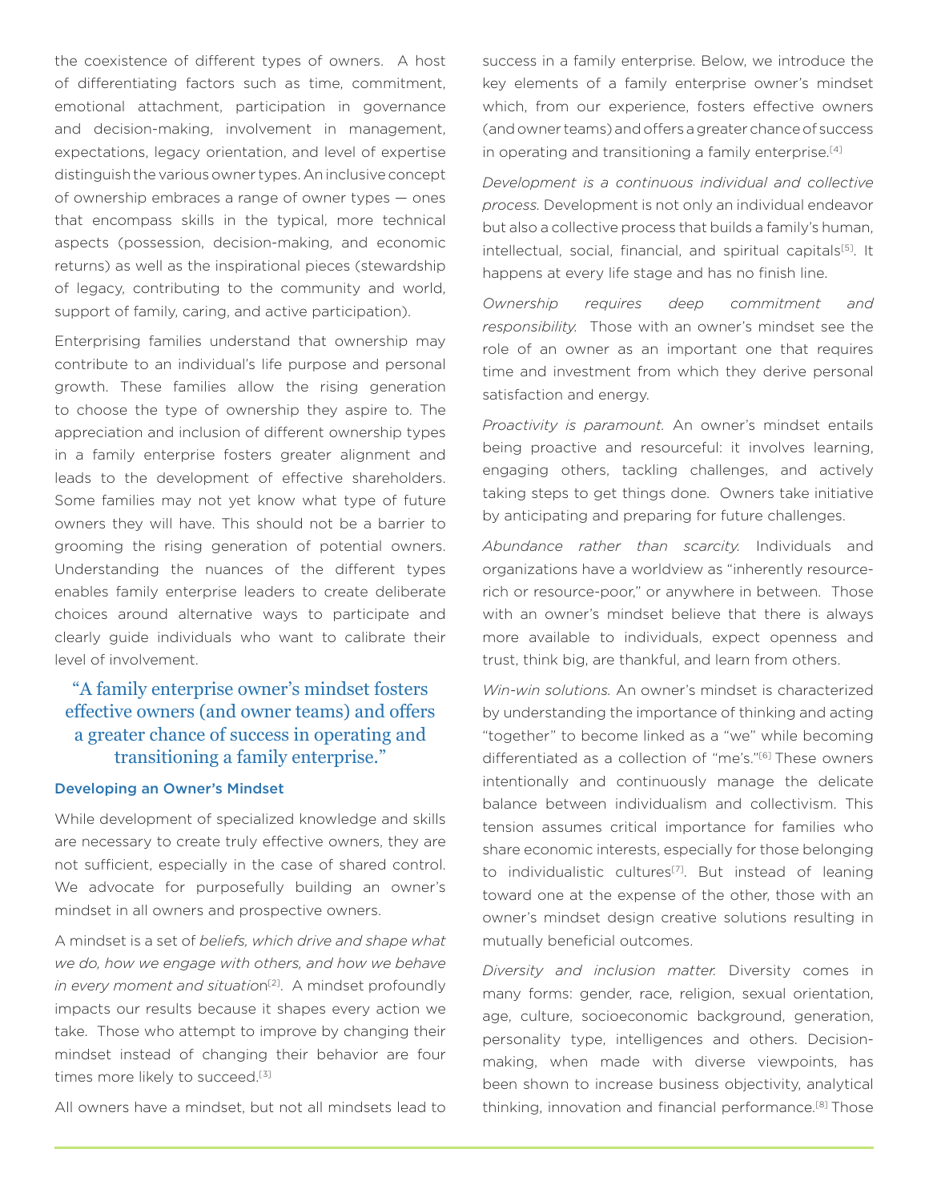the coexistence of different types of owners. A host of differentiating factors such as time, commitment, emotional attachment, participation in governance and decision-making, involvement in management, expectations, legacy orientation, and level of expertise distinguish the various owner types. An inclusive concept of ownership embraces a range of owner types — ones that encompass skills in the typical, more technical aspects (possession, decision-making, and economic returns) as well as the inspirational pieces (stewardship of legacy, contributing to the community and world, support of family, caring, and active participation).

Enterprising families understand that ownership may contribute to an individual's life purpose and personal growth. These families allow the rising generation to choose the type of ownership they aspire to. The appreciation and inclusion of different ownership types in a family enterprise fosters greater alignment and leads to the development of effective shareholders. Some families may not yet know what type of future owners they will have. This should not be a barrier to grooming the rising generation of potential owners. Understanding the nuances of the different types enables family enterprise leaders to create deliberate choices around alternative ways to participate and clearly guide individuals who want to calibrate their level of involvement.

> "A family enterprise owner's mindset fosters effective owners (and owner teams) and offers a greater chance of success in operating and transitioning a family enterprise."

### Developing an Owner's Mindset

While development of specialized knowledge and skills are necessary to create truly effective owners, they are not sufficient, especially in the case of shared control. We advocate for purposefully building an owner's mindset in all owners and prospective owners.

A mindset is a set of *beliefs, which drive and shape what we do, how we engage with others, and how we behave in every moment and situation*[2]. A mindset profoundly impacts our results because it shapes every action we take. Those who attempt to improve by changing their mindset instead of changing their behavior are four times more likely to succeed.[3]

All owners have a mindset, but not all mindsets lead to success in a family enterprise. Below, we introduce the key elements of a family enterprise owner's mindset which, from our experience, fosters effective owners (and owner teams) and offers a greater chance of success in operating and transitioning a family enterprise.[4]

*Development is a continuous individual and collective process.* Development is not only an individual endeavor but also a collective process that builds a family's human, intellectual, social, financial, and spiritual capitals[5]. It happens at every life stage and has no finish line.

*Ownership requires deep commitment and responsibility.* Those with an owner's mindset see the role of an owner as an important one that requires time and investment from which they derive personal satisfaction and energy.

*Proactivity is paramount.* An owner's mindset entails being proactive and resourceful: it involves learning, engaging others, tackling challenges, and actively taking steps to get things done. Owners take initiative by anticipating and preparing for future challenges.

*Abundance rather than scarcity.* Individuals and organizations have a worldview as "inherently resource-rich or resource-poor," or anywhere in between. Those with an owner's mindset believe that there is always more available to individuals, expect openness and trust, think big, are thankful, and learn from others.

*Win-win solutions.* An owner's mindset is characterized by understanding the importance of thinking and acting "together" to become linked as a "we" while becoming differentiated as a collection of "me's."[6] These owners intentionally and continuously manage the delicate balance between individualism and collectivism. This tension assumes critical importance for families who share economic interests, especially for those belonging to individualistic cultures[7]. But instead of leaning toward one at the expense of the other, those with an owner's mindset design creative solutions resulting in mutually beneficial outcomes.

*Diversity and inclusion matter.* Diversity comes in many forms: gender, race, religion, sexual orientation, age, culture, socioeconomic background, generation, personality type, intelligences and others. Decision-making, when made with diverse viewpoints, has been shown to increase business objectivity, analytical thinking, innovation and financial performance.[8] Those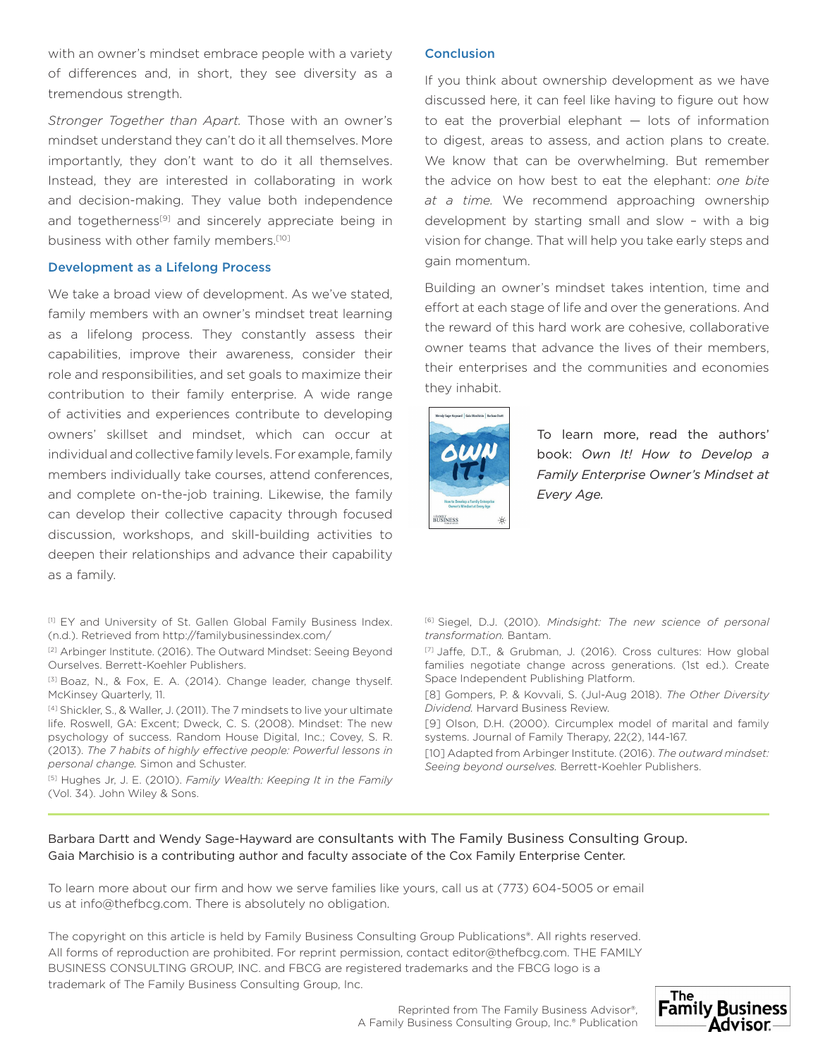with an owner's mindset embrace people with a variety of differences and, in short, they see diversity as a tremendous strength.

*Stronger Together than Apart.* Those with an owner's mindset understand they can't do it all themselves. More importantly, they don't want to do it all themselves. Instead, they are interested in collaborating in work and decision-making. They value both independence and togetherness[9] and sincerely appreciate being in business with other family members.[10]

### Development as a Lifelong Process

We take a broad view of development. As we've stated, family members with an owner's mindset treat learning as a lifelong process. They constantly assess their capabilities, improve their awareness, consider their role and responsibilities, and set goals to maximize their contribution to their family enterprise. A wide range of activities and experiences contribute to developing owners' skillset and mindset, which can occur at individual and collective family levels. For example, family members individually take courses, attend conferences, and complete on-the-job training. Likewise, the family can develop their collective capacity through focused discussion, workshops, and skill-building activities to deepen their relationships and advance their capability as a family.

### Conclusion

If you think about ownership development as we have discussed here, it can feel like having to figure out how to eat the proverbial elephant — lots of information to digest, areas to assess, and action plans to create. We know that can be overwhelming. But remember the advice on how best to eat the elephant: *one bite at a time.* We recommend approaching ownership development by starting small and slow – with a big vision for change. That will help you take early steps and gain momentum.

Building an owner's mindset takes intention, time and effort at each stage of life and over the generations. And the reward of this hard work are cohesive, collaborative owner teams that advance the lives of their members, their enterprises and the communities and economies they inhabit.

To learn more, read the authors' book: *Own It! How to Develop a Family Enterprise Owner's Mindset at Every Age.*

[1] EY and University of St. Gallen Global Family Business Index. (n.d.). Retrieved from http://familybusinessindex.com/

[2] Arbinger Institute. (2016). The Outward Mindset: Seeing Beyond Ourselves. Berrett-Koehler Publishers.

[3] Boaz, N., & Fox, E. A. (2014). Change leader, change thyself. McKinsey Quarterly, 11.

[4] Shickler, S., & Waller, J. (2011). The 7 mindsets to live your ultimate life. Roswell, GA: Excent; Dweck, C. S. (2008). Mindset: The new psychology of success. Random House Digital, Inc.; Covey, S. R. (2013). *The 7 habits of highly effective people: Powerful lessons in personal change.* Simon and Schuster.

[5] Hughes Jr, J. E. (2010). *Family Wealth: Keeping It in the Family* (Vol. 34). John Wiley & Sons.

[6] Siegel, D.J. (2010). *Mindsight: The new science of personal transformation.* Bantam.

[7] Jaffe, D.T., & Grubman, J. (2016). Cross cultures: How global families negotiate change across generations. (1st ed.). Create Space Independent Publishing Platform.

[8] Gompers, P. & Kovvali, S. (Jul-Aug 2018). *The Other Diversity Dividend.* Harvard Business Review.

[9] Olson, D.H. (2000). Circumplex model of marital and family systems. Journal of Family Therapy, 22(2), 144-167.

[10] Adapted from Arbinger Institute. (2016). *The outward mindset: Seeing beyond ourselves.* Berrett-Koehler Publishers.

---

Barbara Dartt and Wendy Sage-Hayward are consultants with The Family Business Consulting Group. Gaia Marchisio is a contributing author and faculty associate of the Cox Family Enterprise Center.

To learn more about our firm and how we serve families like yours, call us at (773) 604-5005 or email us at info@thefbcg.com. There is absolutely no obligation.

The copyright on this article is held by Family Business Consulting Group Publications®. All rights reserved. All forms of reproduction are prohibited. For reprint permission, contact editor@thefbcg.com. THE FAMILY BUSINESS CONSULTING GROUP, INC. and FBCG are registered trademarks and the FBCG logo is a trademark of The Family Business Consulting Group, Inc.

Reprinted from The Family Business Advisor®, A Family Business Consulting Group, Inc.® Publication